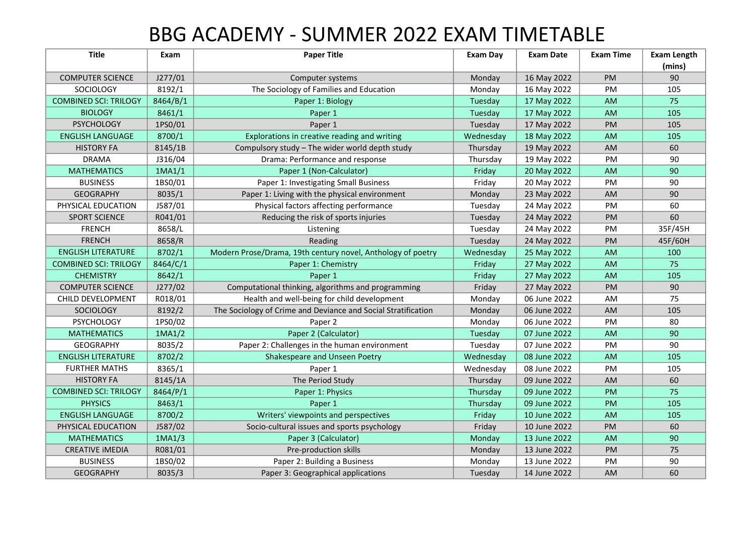# BBG ACADEMY - SUMMER 2022 EXAM TIMETABLE

| Title | Exam | Paper Title | Exam Day | Exam Date | Exam Time | Exam Length (mins) |
|---|---|---|---|---|---|---|
| COMPUTER SCIENCE | J277/01 | Computer systems | Monday | 16 May 2022 | PM | 90 |
| SOCIOLOGY | 8192/1 | The Sociology of Families and Education | Monday | 16 May 2022 | PM | 105 |
| COMBINED SCI: TRILOGY | 8464/B/1 | Paper 1: Biology | Tuesday | 17 May 2022 | AM | 75 |
| BIOLOGY | 8461/1 | Paper 1 | Tuesday | 17 May 2022 | AM | 105 |
| PSYCHOLOGY | 1PS0/01 | Paper 1 | Tuesday | 17 May 2022 | PM | 105 |
| ENGLISH LANGUAGE | 8700/1 | Explorations in creative reading and writing | Wednesday | 18 May 2022 | AM | 105 |
| HISTORY FA | 8145/1B | Compulsory study – The wider world depth study | Thursday | 19 May 2022 | AM | 60 |
| DRAMA | J316/04 | Drama: Performance and response | Thursday | 19 May 2022 | PM | 90 |
| MATHEMATICS | 1MA1/1 | Paper 1 (Non-Calculator) | Friday | 20 May 2022 | AM | 90 |
| BUSINESS | 1BS0/01 | Paper 1: Investigating Small Business | Friday | 20 May 2022 | PM | 90 |
| GEOGRAPHY | 8035/1 | Paper 1: Living with the physical environment | Monday | 23 May 2022 | AM | 90 |
| PHYSICAL EDUCATION | J587/01 | Physical factors affecting performance | Tuesday | 24 May 2022 | PM | 60 |
| SPORT SCIENCE | R041/01 | Reducing the risk of sports injuries | Tuesday | 24 May 2022 | PM | 60 |
| FRENCH | 8658/L | Listening | Tuesday | 24 May 2022 | PM | 35F/45H |
| FRENCH | 8658/R | Reading | Tuesday | 24 May 2022 | PM | 45F/60H |
| ENGLISH LITERATURE | 8702/1 | Modern Prose/Drama, 19th century novel, Anthology of poetry | Wednesday | 25 May 2022 | AM | 100 |
| COMBINED SCI: TRILOGY | 8464/C/1 | Paper 1: Chemistry | Friday | 27 May 2022 | AM | 75 |
| CHEMISTRY | 8642/1 | Paper 1 | Friday | 27 May 2022 | AM | 105 |
| COMPUTER SCIENCE | J277/02 | Computational thinking, algorithms and programming | Friday | 27 May 2022 | PM | 90 |
| CHILD DEVELOPMENT | R018/01 | Health and well-being for child development | Monday | 06 June 2022 | AM | 75 |
| SOCIOLOGY | 8192/2 | The Sociology of Crime and Deviance and Social Stratification | Monday | 06 June 2022 | AM | 105 |
| PSYCHOLOGY | 1PS0/02 | Paper 2 | Monday | 06 June 2022 | PM | 80 |
| MATHEMATICS | 1MA1/2 | Paper 2 (Calculator) | Tuesday | 07 June 2022 | AM | 90 |
| GEOGRAPHY | 8035/2 | Paper 2: Challenges in the human environment | Tuesday | 07 June 2022 | PM | 90 |
| ENGLISH LITERATURE | 8702/2 | Shakespeare and Unseen Poetry | Wednesday | 08 June 2022 | AM | 105 |
| FURTHER MATHS | 8365/1 | Paper 1 | Wednesday | 08 June 2022 | PM | 105 |
| HISTORY FA | 8145/1A | The Period Study | Thursday | 09 June 2022 | AM | 60 |
| COMBINED SCI: TRILOGY | 8464/P/1 | Paper 1: Physics | Thursday | 09 June 2022 | PM | 75 |
| PHYSICS | 8463/1 | Paper 1 | Thursday | 09 June 2022 | PM | 105 |
| ENGLISH LANGUAGE | 8700/2 | Writers' viewpoints and perspectives | Friday | 10 June 2022 | AM | 105 |
| PHYSICAL EDUCATION | J587/02 | Socio-cultural issues and sports psychology | Friday | 10 June 2022 | PM | 60 |
| MATHEMATICS | 1MA1/3 | Paper 3 (Calculator) | Monday | 13 June 2022 | AM | 90 |
| CREATIVE iMEDIA | R081/01 | Pre-production skills | Monday | 13 June 2022 | PM | 75 |
| BUSINESS | 1BS0/02 | Paper 2: Building a Business | Monday | 13 June 2022 | PM | 90 |
| GEOGRAPHY | 8035/3 | Paper 3: Geographical applications | Tuesday | 14 June 2022 | AM | 60 |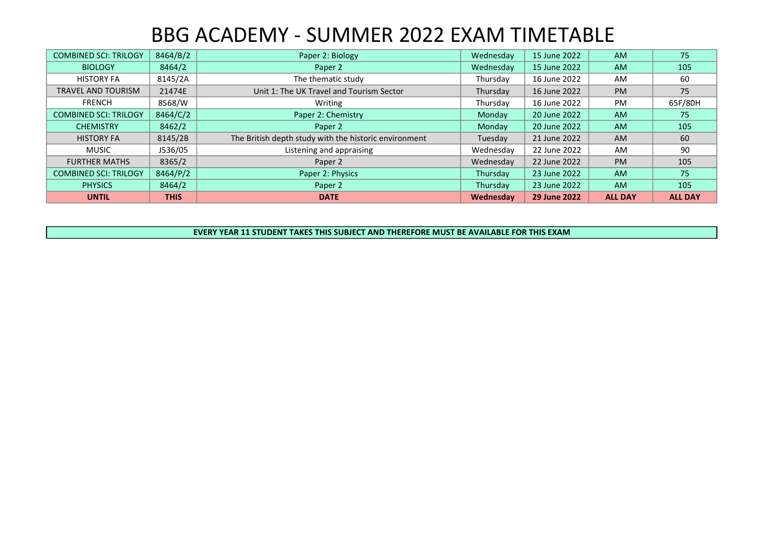# BBG ACADEMY - SUMMER 2022 EXAM TIMETABLE

| | | | | | | |
|---|---|---|---|---|---|---|
| COMBINED SCI: TRILOGY | 8464/B/2 | Paper 2: Biology | Wednesday | 15 June 2022 | AM | 75 |
| BIOLOGY | 8464/2 | Paper 2 | Wednesday | 15 June 2022 | AM | 105 |
| HISTORY FA | 8145/2A | The thematic study | Thursday | 16 June 2022 | AM | 60 |
| TRAVEL AND TOURISM | 21474E | Unit 1: The UK Travel and Tourism Sector | Thursday | 16 June 2022 | PM | 75 |
| FRENCH | 8568/W | Writing | Thursday | 16 June 2022 | PM | 65F/80H |
| COMBINED SCI: TRILOGY | 8464/C/2 | Paper 2: Chemistry | Monday | 20 June 2022 | AM | 75 |
| CHEMISTRY | 8462/2 | Paper 2 | Monday | 20 June 2022 | AM | 105 |
| HISTORY FA | 8145/2B | The British depth study with the historic environment | Tuesday | 21 June 2022 | AM | 60 |
| MUSIC | J536/05 | Listening and appraising | Wednesday | 22 June 2022 | AM | 90 |
| FURTHER MATHS | 8365/2 | Paper 2 | Wednesday | 22 June 2022 | PM | 105 |
| COMBINED SCI: TRILOGY | 8464/P/2 | Paper 2: Physics | Thursday | 23 June 2022 | AM | 75 |
| PHYSICS | 8464/2 | Paper 2 | Thursday | 23 June 2022 | AM | 105 |
| **UNTIL** | **THIS** | **DATE** | **Wednesday** | **29 June 2022** | **ALL DAY** | **ALL DAY** |

**EVERY YEAR 11 STUDENT TAKES THIS SUBJECT AND THEREFORE MUST BE AVAILABLE FOR THIS EXAM**